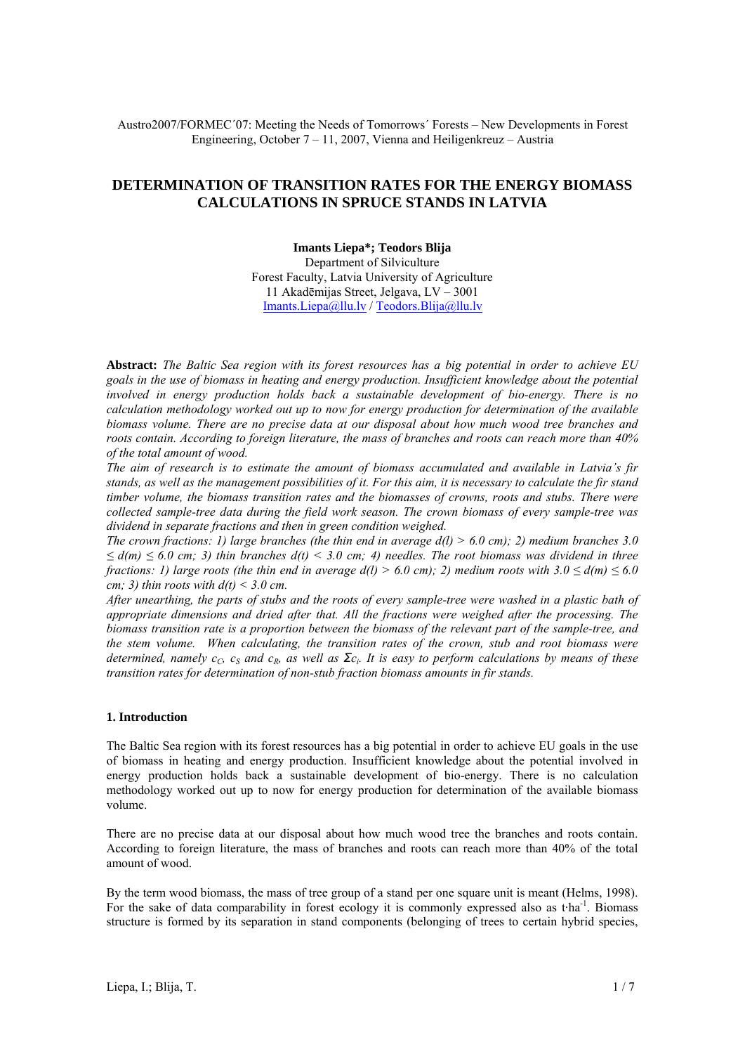Austro2007/FORMEC´07: Meeting the Needs of Tomorrows´ Forests – New Developments in Forest Engineering, October 7 – 11, 2007, Vienna and Heiligenkreuz – Austria

# DETERMINATION OF TRANSITION RATES FOR THE ENERGY BIOMASS CALCULATIONS IN SPRUCE STANDS IN LATVIA

**Imants Liepa*; Teodors Blija**
Department of Silviculture
Forest Faculty, Latvia University of Agriculture
11 Akadēmijas Street, Jelgava, LV – 3001
Imants.Liepa@llu.lv / Teodors.Blija@llu.lv

**Abstract:** *The Baltic Sea region with its forest resources has a big potential in order to achieve EU goals in the use of biomass in heating and energy production. Insufficient knowledge about the potential involved in energy production holds back a sustainable development of bio-energy. There is no calculation methodology worked out up to now for energy production for determination of the available biomass volume. There are no precise data at our disposal about how much wood tree branches and roots contain. According to foreign literature, the mass of branches and roots can reach more than 40% of the total amount of wood.*

*The aim of research is to estimate the amount of biomass accumulated and available in Latvia's fir stands, as well as the management possibilities of it. For this aim, it is necessary to calculate the fir stand timber volume, the biomass transition rates and the biomasses of crowns, roots and stubs. There were collected sample-tree data during the field work season. The crown biomass of every sample-tree was dividend in separate fractions and then in green condition weighed.*

*The crown fractions: 1) large branches (the thin end in average $d(l) > 6.0$ cm); 2) medium branches $3.0 \leq d(m) \leq 6.0$ cm; 3) thin branches $d(t) < 3.0$ cm; 4) needles. The root biomass was dividend in three fractions: 1) large roots (the thin end in average $d(l) > 6.0$ cm); 2) medium roots with $3.0 \leq d(m) \leq 6.0$ cm; 3) thin roots with $d(t) < 3.0$ cm.*

*After unearthing, the parts of stubs and the roots of every sample-tree were washed in a plastic bath of appropriate dimensions and dried after that. All the fractions were weighed after the processing. The biomass transition rate is a proportion between the biomass of the relevant part of the sample-tree, and the stem volume. When calculating, the transition rates of the crown, stub and root biomass were determined, namely $c_C$, $c_S$ and $c_R$, as well as $\Sigma c_i$. It is easy to perform calculations by means of these transition rates for determination of non-stub fraction biomass amounts in fir stands.*

## 1. Introduction

The Baltic Sea region with its forest resources has a big potential in order to achieve EU goals in the use of biomass in heating and energy production. Insufficient knowledge about the potential involved in energy production holds back a sustainable development of bio-energy. There is no calculation methodology worked out up to now for energy production for determination of the available biomass volume.

There are no precise data at our disposal about how much wood tree the branches and roots contain. According to foreign literature, the mass of branches and roots can reach more than 40% of the total amount of wood.

By the term wood biomass, the mass of tree group of a stand per one square unit is meant (Helms, 1998). For the sake of data comparability in forest ecology it is commonly expressed also as $t \cdot ha^{-1}$. Biomass structure is formed by its separation in stand components (belonging of trees to certain hybrid species,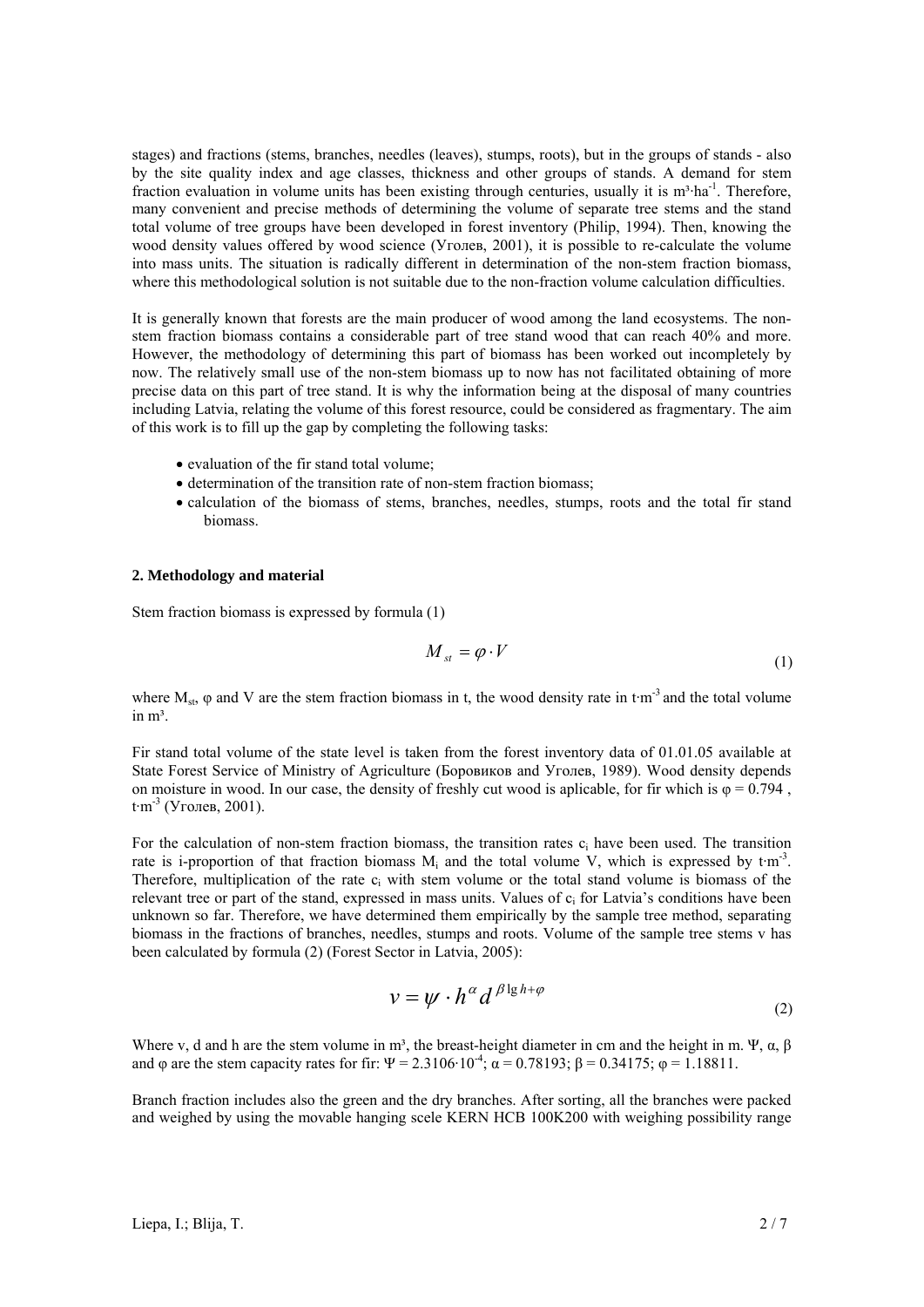stages) and fractions (stems, branches, needles (leaves), stumps, roots), but in the groups of stands - also by the site quality index and age classes, thickness and other groups of stands. A demand for stem fraction evaluation in volume units has been existing through centuries, usually it is $m^3 \cdot ha^{-1}$. Therefore, many convenient and precise methods of determining the volume of separate tree stems and the stand total volume of tree groups have been developed in forest inventory (Philip, 1994). Then, knowing the wood density values offered by wood science (Уголев, 2001), it is possible to re-calculate the volume into mass units. The situation is radically different in determination of the non-stem fraction biomass, where this methodological solution is not suitable due to the non-fraction volume calculation difficulties.

It is generally known that forests are the main producer of wood among the land ecosystems. The non-stem fraction biomass contains a considerable part of tree stand wood that can reach 40% and more. However, the methodology of determining this part of biomass has been worked out incompletely by now. The relatively small use of the non-stem biomass up to now has not facilitated obtaining of more precise data on this part of tree stand. It is why the information being at the disposal of many countries including Latvia, relating the volume of this forest resource, could be considered as fragmentary. The aim of this work is to fill up the gap by completing the following tasks:

- evaluation of the fir stand total volume;
- determination of the transition rate of non-stem fraction biomass;
- calculation of the biomass of stems, branches, needles, stumps, roots and the total fir stand biomass.

#### 2. Methodology and material

Stem fraction biomass is expressed by formula (1)

$$M_{st} = \varphi \cdot V \tag{1}$$

where $M_{st}$, $\varphi$ and $V$ are the stem fraction biomass in t, the wood density rate in $t \cdot m^{-3}$ and the total volume in $m^3$.

Fir stand total volume of the state level is taken from the forest inventory data of 01.01.05 available at State Forest Service of Ministry of Agriculture (Боровиков and Уголев, 1989). Wood density depends on moisture in wood. In our case, the density of freshly cut wood is aplicable, for fir which is $\varphi = 0.794$ , $t \cdot m^{-3}$ (Уголев, 2001).

For the calculation of non-stem fraction biomass, the transition rates $c_i$ have been used. The transition rate is i-proportion of that fraction biomass $M_i$ and the total volume V, which is expressed by $t \cdot m^{-3}$. Therefore, multiplication of the rate $c_i$ with stem volume or the total stand volume is biomass of the relevant tree or part of the stand, expressed in mass units. Values of $c_i$ for Latvia's conditions have been unknown so far. Therefore, we have determined them empirically by the sample tree method, separating biomass in the fractions of branches, needles, stumps and roots. Volume of the sample tree stems v has been calculated by formula (2) (Forest Sector in Latvia, 2005):

$$v = \psi \cdot h^{\alpha} d^{\beta \lg h + \varphi} \tag{2}$$

Where v, d and h are the stem volume in $m^3$, the breast-height diameter in cm and the height in m. $\Psi$, $\alpha$, $\beta$ and $\varphi$ are the stem capacity rates for fir: $\Psi = 2.3106 \cdot 10^{-4}$; $\alpha = 0.78193$; $\beta = 0.34175$; $\varphi = 1.18811$.

Branch fraction includes also the green and the dry branches. After sorting, all the branches were packed and weighed by using the movable hanging scele KERN HCB 100K200 with weighing possibility range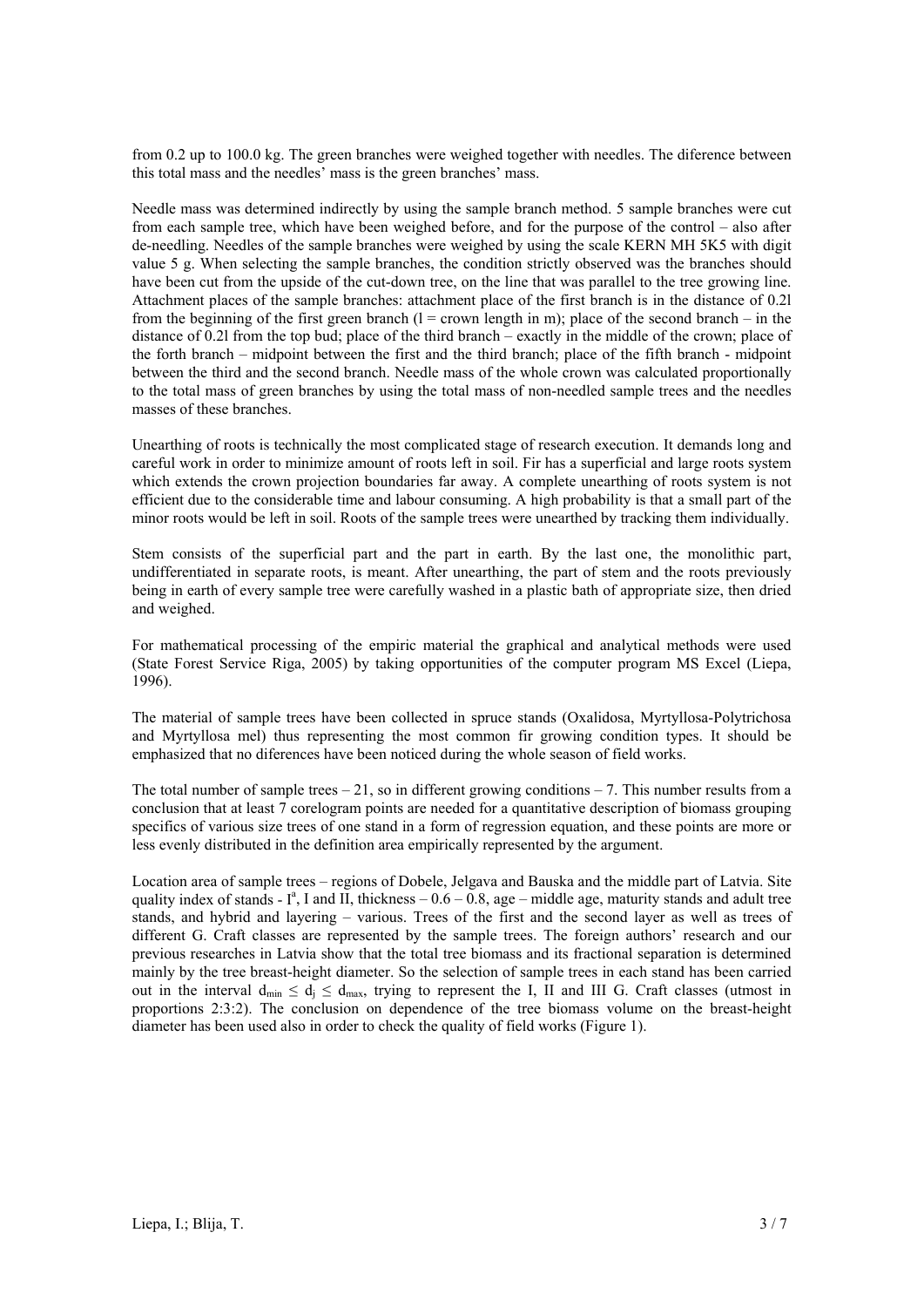from 0.2 up to 100.0 kg. The green branches were weighed together with needles. The diference between this total mass and the needles' mass is the green branches' mass.

Needle mass was determined indirectly by using the sample branch method. 5 sample branches were cut from each sample tree, which have been weighed before, and for the purpose of the control – also after de-needling. Needles of the sample branches were weighed by using the scale KERN MH 5K5 with digit value 5 g. When selecting the sample branches, the condition strictly observed was the branches should have been cut from the upside of the cut-down tree, on the line that was parallel to the tree growing line. Attachment places of the sample branches: attachment place of the first branch is in the distance of 0.2l from the beginning of the first green branch (l = crown length in m); place of the second branch – in the distance of 0.2l from the top bud; place of the third branch – exactly in the middle of the crown; place of the forth branch – midpoint between the first and the third branch; place of the fifth branch - midpoint between the third and the second branch. Needle mass of the whole crown was calculated proportionally to the total mass of green branches by using the total mass of non-needled sample trees and the needles masses of these branches.

Unearthing of roots is technically the most complicated stage of research execution. It demands long and careful work in order to minimize amount of roots left in soil. Fir has a superficial and large roots system which extends the crown projection boundaries far away. A complete unearthing of roots system is not efficient due to the considerable time and labour consuming. A high probability is that a small part of the minor roots would be left in soil. Roots of the sample trees were unearthed by tracking them individually.

Stem consists of the superficial part and the part in earth. By the last one, the monolithic part, undifferentiated in separate roots, is meant. After unearthing, the part of stem and the roots previously being in earth of every sample tree were carefully washed in a plastic bath of appropriate size, then dried and weighed.

For mathematical processing of the empiric material the graphical and analytical methods were used (State Forest Service Riga, 2005) by taking opportunities of the computer program MS Excel (Liepa, 1996).

The material of sample trees have been collected in spruce stands (Oxalidosa, Myrtyllosa-Polytrichosa and Myrtyllosa mel) thus representing the most common fir growing condition types. It should be emphasized that no diferences have been noticed during the whole season of field works.

The total number of sample trees – 21, so in different growing conditions – 7. This number results from a conclusion that at least 7 corelogram points are needed for a quantitative description of biomass grouping specifics of various size trees of one stand in a form of regression equation, and these points are more or less evenly distributed in the definition area empirically represented by the argument.

Location area of sample trees – regions of Dobele, Jelgava and Bauska and the middle part of Latvia. Site quality index of stands - $I^a$, I and II, thickness – 0.6 – 0.8, age – middle age, maturity stands and adult tree stands, and hybrid and layering – various. Trees of the first and the second layer as well as trees of different G. Craft classes are represented by the sample trees. The foreign authors' research and our previous researches in Latvia show that the total tree biomass and its fractional separation is determined mainly by the tree breast-height diameter. So the selection of sample trees in each stand has been carried out in the interval $d_{min} \leq d_j \leq d_{max}$, trying to represent the I, II and III G. Craft classes (utmost in proportions 2:3:2). The conclusion on dependence of the tree biomass volume on the breast-height diameter has been used also in order to check the quality of field works (Figure 1).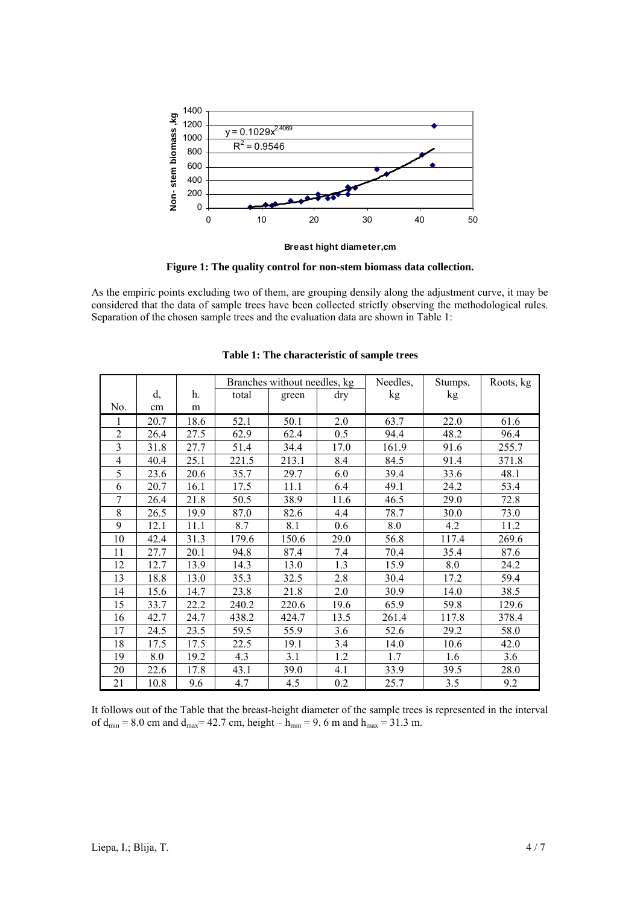**Figure 1: The quality control for non-stem biomass data collection.**

As the empiric points excluding two of them, are grouping densily along the adjustment curve, it may be considered that the data of sample trees have been collected strictly observing the methodological rules. Separation of the chosen sample trees and the evaluation data are shown in Table 1:

**Table 1: The characteristic of sample trees**

| No. | d, cm | h. m | Branches without needles, kg | | | Needles, kg | Stumps, kg | Roots, kg |
|---|---|---|---|---|---|---|---|---|
| | | | total | green | dry | | | |
| 1 | 20.7 | 18.6 | 52.1 | 50.1 | 2.0 | 63.7 | 22.0 | 61.6 |
| 2 | 26.4 | 27.5 | 62.9 | 62.4 | 0.5 | 94.4 | 48.2 | 96.4 |
| 3 | 31.8 | 27.7 | 51.4 | 34.4 | 17.0 | 161.9 | 91.6 | 255.7 |
| 4 | 40.4 | 25.1 | 221.5 | 213.1 | 8.4 | 84.5 | 91.4 | 371.8 |
| 5 | 23.6 | 20.6 | 35.7 | 29.7 | 6.0 | 39.4 | 33.6 | 48.1 |
| 6 | 20.7 | 16.1 | 17.5 | 11.1 | 6.4 | 49.1 | 24.2 | 53.4 |
| 7 | 26.4 | 21.8 | 50.5 | 38.9 | 11.6 | 46.5 | 29.0 | 72.8 |
| 8 | 26.5 | 19.9 | 87.0 | 82.6 | 4.4 | 78.7 | 30.0 | 73.0 |
| 9 | 12.1 | 11.1 | 8.7 | 8.1 | 0.6 | 8.0 | 4.2 | 11.2 |
| 10 | 42.4 | 31.3 | 179.6 | 150.6 | 29.0 | 56.8 | 117.4 | 269.6 |
| 11 | 27.7 | 20.1 | 94.8 | 87.4 | 7.4 | 70.4 | 35.4 | 87.6 |
| 12 | 12.7 | 13.9 | 14.3 | 13.0 | 1.3 | 15.9 | 8.0 | 24.2 |
| 13 | 18.8 | 13.0 | 35.3 | 32.5 | 2.8 | 30.4 | 17.2 | 59.4 |
| 14 | 15.6 | 14.7 | 23.8 | 21.8 | 2.0 | 30.9 | 14.0 | 38.5 |
| 15 | 33.7 | 22.2 | 240.2 | 220.6 | 19.6 | 65.9 | 59.8 | 129.6 |
| 16 | 42.7 | 24.7 | 438.2 | 424.7 | 13.5 | 261.4 | 117.8 | 378.4 |
| 17 | 24.5 | 23.5 | 59.5 | 55.9 | 3.6 | 52.6 | 29.2 | 58.0 |
| 18 | 17.5 | 17.5 | 22.5 | 19.1 | 3.4 | 14.0 | 10.6 | 42.0 |
| 19 | 8.0 | 19.2 | 4.3 | 3.1 | 1.2 | 1.7 | 1.6 | 3.6 |
| 20 | 22.6 | 17.8 | 43.1 | 39.0 | 4.1 | 33.9 | 39.5 | 28.0 |
| 21 | 10.8 | 9.6 | 4.7 | 4.5 | 0.2 | 25.7 | 3.5 | 9.2 |

It follows out of the Table that the breast-height diameter of the sample trees is represented in the interval of $d_{min} = 8.0$ cm and $d_{max} = 42.7$ cm, height – $h_{min} = 9.6$ m and $h_{max} = 31.3$ m.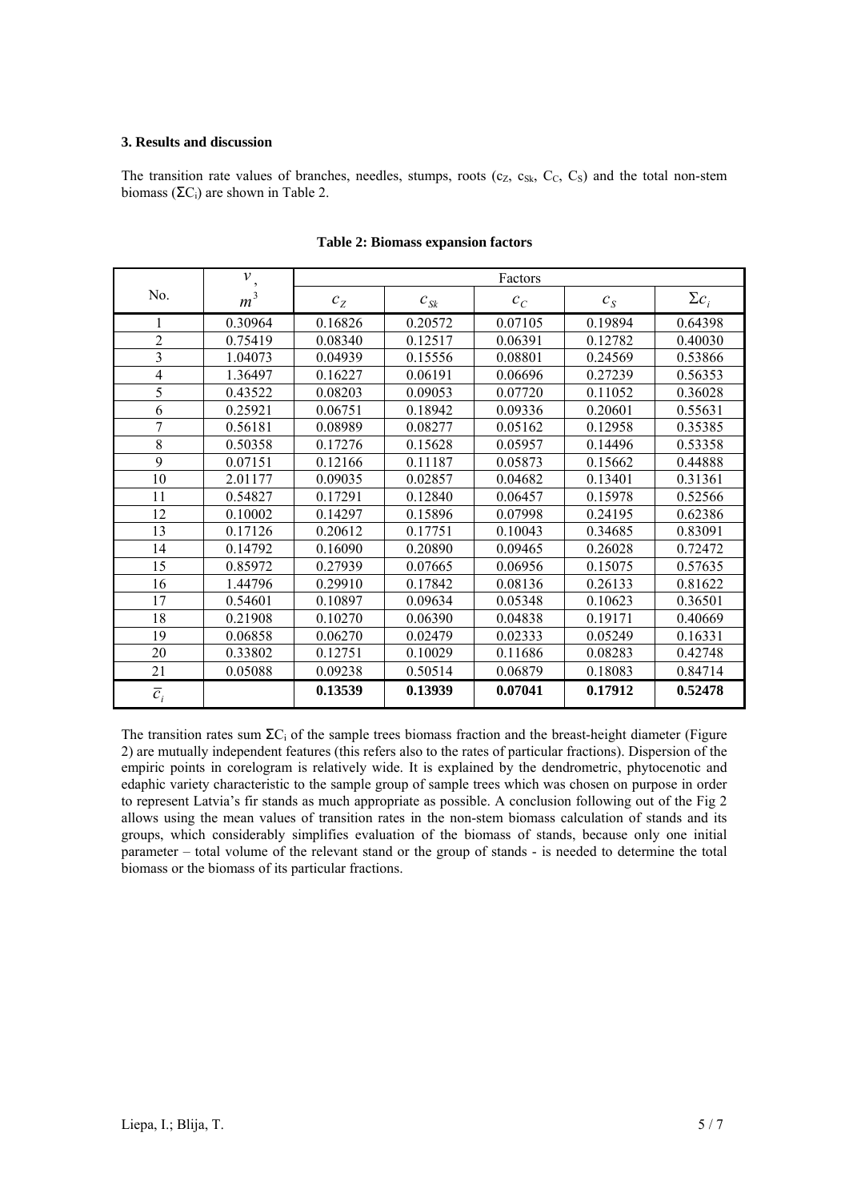### 3. Results and discussion

The transition rate values of branches, needles, stumps, roots ($c_Z$, $c_{Sk}$, $C_C$, $C_S$) and the total non-stem biomass ($\Sigma C_i$) are shown in Table 2.

**Table 2: Biomass expansion factors**

| No. | $v$, $m^3$ | Factors | | | | |
|---|---|---|---|---|---|---|
| | | $c_Z$ | $c_{Sk}$ | $c_C$ | $c_S$ | $\Sigma c_i$ |
| 1 | 0.30964 | 0.16826 | 0.20572 | 0.07105 | 0.19894 | 0.64398 |
| 2 | 0.75419 | 0.08340 | 0.12517 | 0.06391 | 0.12782 | 0.40030 |
| 3 | 1.04073 | 0.04939 | 0.15556 | 0.08801 | 0.24569 | 0.53866 |
| 4 | 1.36497 | 0.16227 | 0.06191 | 0.06696 | 0.27239 | 0.56353 |
| 5 | 0.43522 | 0.08203 | 0.09053 | 0.07720 | 0.11052 | 0.36028 |
| 6 | 0.25921 | 0.06751 | 0.18942 | 0.09336 | 0.20601 | 0.55631 |
| 7 | 0.56181 | 0.08989 | 0.08277 | 0.05162 | 0.12958 | 0.35385 |
| 8 | 0.50358 | 0.17276 | 0.15628 | 0.05957 | 0.14496 | 0.53358 |
| 9 | 0.07151 | 0.12166 | 0.11187 | 0.05873 | 0.15662 | 0.44888 |
| 10 | 2.01177 | 0.09035 | 0.02857 | 0.04682 | 0.13401 | 0.31361 |
| 11 | 0.54827 | 0.17291 | 0.12840 | 0.06457 | 0.15978 | 0.52566 |
| 12 | 0.10002 | 0.14297 | 0.15896 | 0.07998 | 0.24195 | 0.62386 |
| 13 | 0.17126 | 0.20612 | 0.17751 | 0.10043 | 0.34685 | 0.83091 |
| 14 | 0.14792 | 0.16090 | 0.20890 | 0.09465 | 0.26028 | 0.72472 |
| 15 | 0.85972 | 0.27939 | 0.07665 | 0.06956 | 0.15075 | 0.57635 |
| 16 | 1.44796 | 0.29910 | 0.17842 | 0.08136 | 0.26133 | 0.81622 |
| 17 | 0.54601 | 0.10897 | 0.09634 | 0.05348 | 0.10623 | 0.36501 |
| 18 | 0.21908 | 0.10270 | 0.06390 | 0.04838 | 0.19171 | 0.40669 |
| 19 | 0.06858 | 0.06270 | 0.02479 | 0.02333 | 0.05249 | 0.16331 |
| 20 | 0.33802 | 0.12751 | 0.10029 | 0.11686 | 0.08283 | 0.42748 |
| 21 | 0.05088 | 0.09238 | 0.50514 | 0.06879 | 0.18083 | 0.84714 |
| $\bar{c}_i$ | | **0.13539** | **0.13939** | **0.07041** | **0.17912** | **0.52478** |

The transition rates sum $\Sigma C_i$ of the sample trees biomass fraction and the breast-height diameter (Figure 2) are mutually independent features (this refers also to the rates of particular fractions). Dispersion of the empiric points in corelogram is relatively wide. It is explained by the dendrometric, phytocenotic and edaphic variety characteristic to the sample group of sample trees which was chosen on purpose in order to represent Latvia's fir stands as much appropriate as possible. A conclusion following out of the Fig 2 allows using the mean values of transition rates in the non-stem biomass calculation of stands and its groups, which considerably simplifies evaluation of the biomass of stands, because only one initial parameter – total volume of the relevant stand or the group of stands - is needed to determine the total biomass or the biomass of its particular fractions.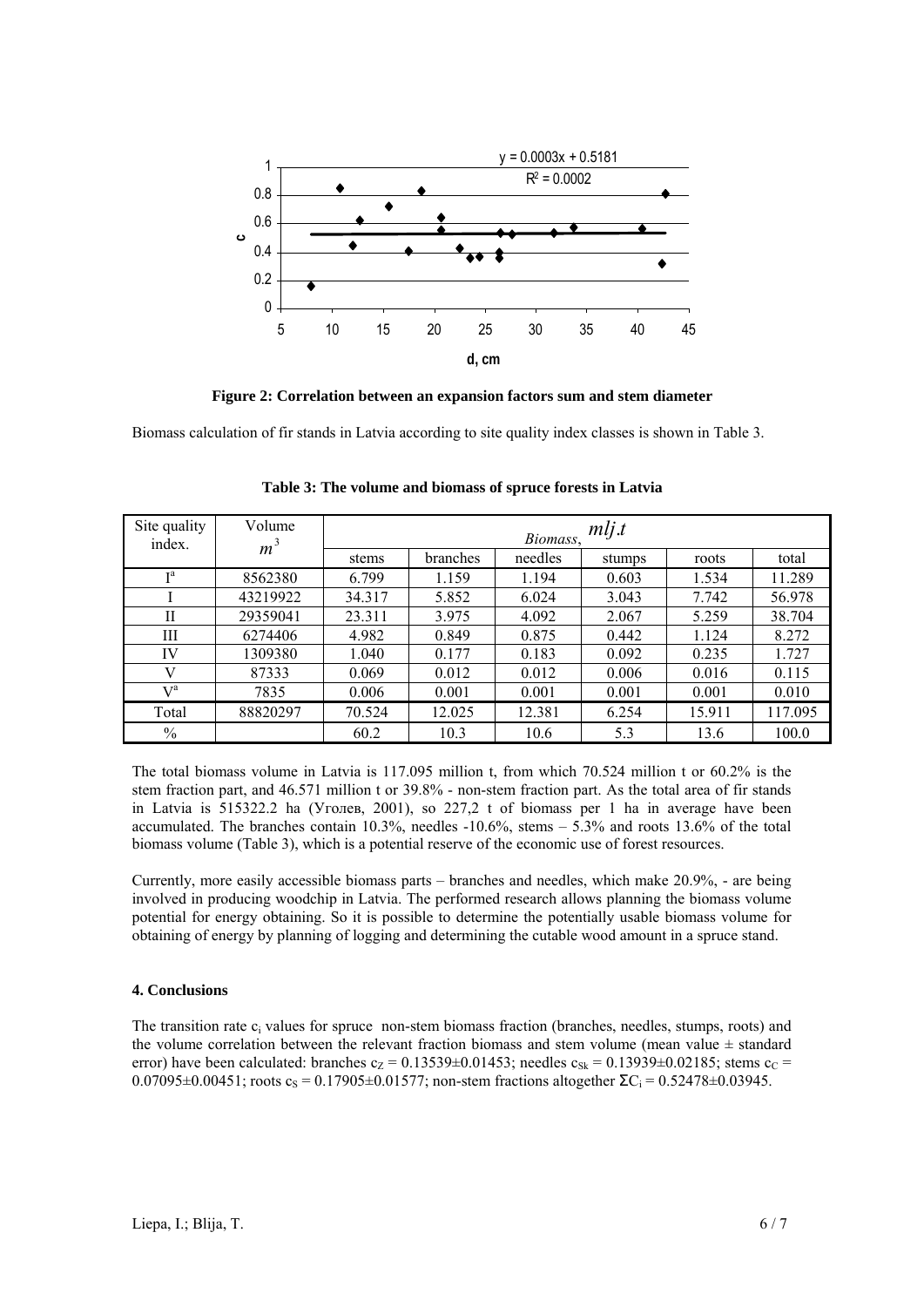**Figure 2: Correlation between an expansion factors sum and stem diameter**

Biomass calculation of fir stands in Latvia according to site quality index classes is shown in Table 3.

**Table 3: The volume and biomass of spruce forests in Latvia**

| Site quality index. | Volume $m^3$ | Biomass, $mlj.t$ | | | | | |
|---|---|---|---|---|---|---|---|
| | | stems | branches | needles | stumps | roots | total |
| I[a] | 8562380 | 6.799 | 1.159 | 1.194 | 0.603 | 1.534 | 11.289 |
| I | 43219922 | 34.317 | 5.852 | 6.024 | 3.043 | 7.742 | 56.978 |
| II | 29359041 | 23.311 | 3.975 | 4.092 | 2.067 | 5.259 | 38.704 |
| III | 6274406 | 4.982 | 0.849 | 0.875 | 0.442 | 1.124 | 8.272 |
| IV | 1309380 | 1.040 | 0.177 | 0.183 | 0.092 | 0.235 | 1.727 |
| V | 87333 | 0.069 | 0.012 | 0.012 | 0.006 | 0.016 | 0.115 |
| V[a] | 7835 | 0.006 | 0.001 | 0.001 | 0.001 | 0.001 | 0.010 |
| Total | 88820297 | 70.524 | 12.025 | 12.381 | 6.254 | 15.911 | 117.095 |
| % | | 60.2 | 10.3 | 10.6 | 5.3 | 13.6 | 100.0 |

The total biomass volume in Latvia is 117.095 million t, from which 70.524 million t or 60.2% is the stem fraction part, and 46.571 million t or 39.8% - non-stem fraction part. As the total area of fir stands in Latvia is 515322.2 ha (Уголев, 2001), so 227,2 t of biomass per 1 ha in average have been accumulated. The branches contain 10.3%, needles -10.6%, stems – 5.3% and roots 13.6% of the total biomass volume (Table 3), which is a potential reserve of the economic use of forest resources.

Currently, more easily accessible biomass parts – branches and needles, which make 20.9%, - are being involved in producing woodchip in Latvia. The performed research allows planning the biomass volume potential for energy obtaining. So it is possible to determine the potentially usable biomass volume for obtaining of energy by planning of logging and determining the cutable wood amount in a spruce stand.

#### 4. Conclusions

The transition rate $c_i$ values for spruce non-stem biomass fraction (branches, needles, stumps, roots) and the volume correlation between the relevant fraction biomass and stem volume (mean value ± standard error) have been calculated: branches $c_Z = 0.13539 \pm 0.01453$; needles $c_{Sk} = 0.13939 \pm 0.02185$; stems $c_C = 0.07095 \pm 0.00451$; roots $c_S = 0.17905 \pm 0.01577$; non-stem fractions altogether $\Sigma C_i = 0.52478 \pm 0.03945$.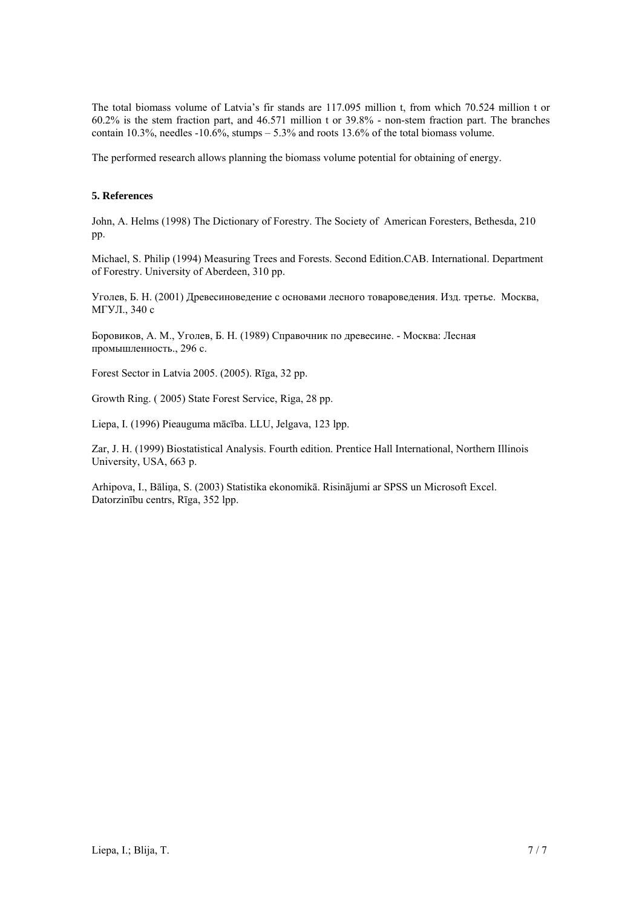The total biomass volume of Latvia's fir stands are 117.095 million t, from which 70.524 million t or 60.2% is the stem fraction part, and 46.571 million t or 39.8% - non-stem fraction part. The branches contain 10.3%, needles -10.6%, stumps – 5.3% and roots 13.6% of the total biomass volume.

The performed research allows planning the biomass volume potential for obtaining of energy.

### 5. References

John, A. Helms (1998) The Dictionary of Forestry. The Society of American Foresters, Bethesda, 210 pp.

Michael, S. Philip (1994) Measuring Trees and Forests. Second Edition.CAB. International. Department of Forestry. University of Aberdeen, 310 pp.

Уголев, Б. Н. (2001) Древесиноведение с основами лесного товароведения. Изд. третье. Москва, МГУЛ., 340 с

Боровиков, А. М., Уголев, Б. Н. (1989) Справочник по древесине. - Москва: Лесная промышленность., 296 с.

Forest Sector in Latvia 2005. (2005). Rīga, 32 pp.

Growth Ring. ( 2005) State Forest Service, Riga, 28 pp.

Liepa, I. (1996) Pieauguma mācība. LLU, Jelgava, 123 lpp.

Zar, J. H. (1999) Biostatistical Analysis. Fourth edition. Prentice Hall International, Northern Illinois University, USA, 663 p.

Arhipova, I., Bāliņa, S. (2003) Statistika ekonomikā. Risinājumi ar SPSS un Microsoft Excel. Datorzinību centrs, Rīga, 352 lpp.